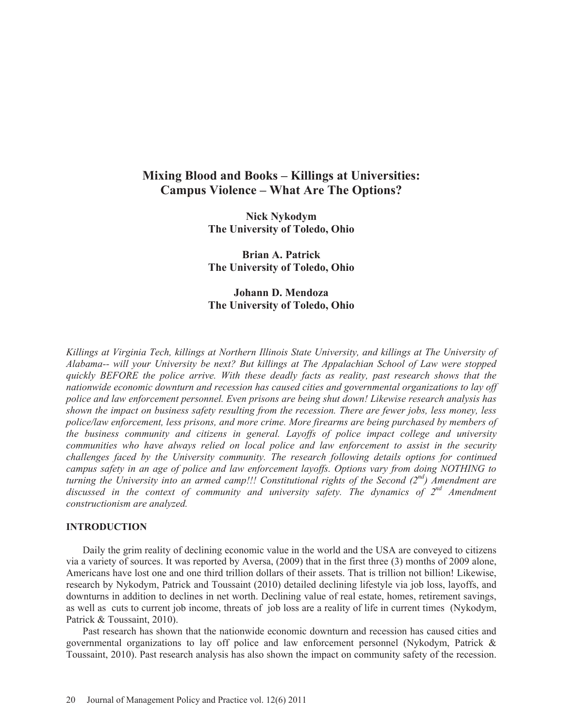# Mixing Blood and Books – Killings at Universities: Campus Violence – What Are The Options?

**Nick Nykodym**
**The University of Toledo, Ohio**

**Brian A. Patrick**
**The University of Toledo, Ohio**

**Johann D. Mendoza**
**The University of Toledo, Ohio**

*Killings at Virginia Tech, killings at Northern Illinois State University, and killings at The University of Alabama-- will your University be next? But killings at The Appalachian School of Law were stopped quickly BEFORE the police arrive. With these deadly facts as reality, past research shows that the nationwide economic downturn and recession has caused cities and governmental organizations to lay off police and law enforcement personnel. Even prisons are being shut down! Likewise research analysis has shown the impact on business safety resulting from the recession. There are fewer jobs, less money, less police/law enforcement, less prisons, and more crime. More firearms are being purchased by members of the business community and citizens in general. Layoffs of police impact college and university communities who have always relied on local police and law enforcement to assist in the security challenges faced by the University community. The research following details options for continued campus safety in an age of police and law enforcement layoffs. Options vary from doing NOTHING to turning the University into an armed camp!!! Constitutional rights of the Second (2nd) Amendment are discussed in the context of community and university safety. The dynamics of 2nd Amendment constructionism are analyzed.*

## INTRODUCTION

Daily the grim reality of declining economic value in the world and the USA are conveyed to citizens via a variety of sources. It was reported by Aversa, (2009) that in the first three (3) months of 2009 alone, Americans have lost one and one third trillion dollars of their assets. That is trillion not billion! Likewise, research by Nykodym, Patrick and Toussaint (2010) detailed declining lifestyle via job loss, layoffs, and downturns in addition to declines in net worth. Declining value of real estate, homes, retirement savings, as well as cuts to current job income, threats of job loss are a reality of life in current times (Nykodym, Patrick & Toussaint, 2010).

Past research has shown that the nationwide economic downturn and recession has caused cities and governmental organizations to lay off police and law enforcement personnel (Nykodym, Patrick & Toussaint, 2010). Past research analysis has also shown the impact on community safety of the recession.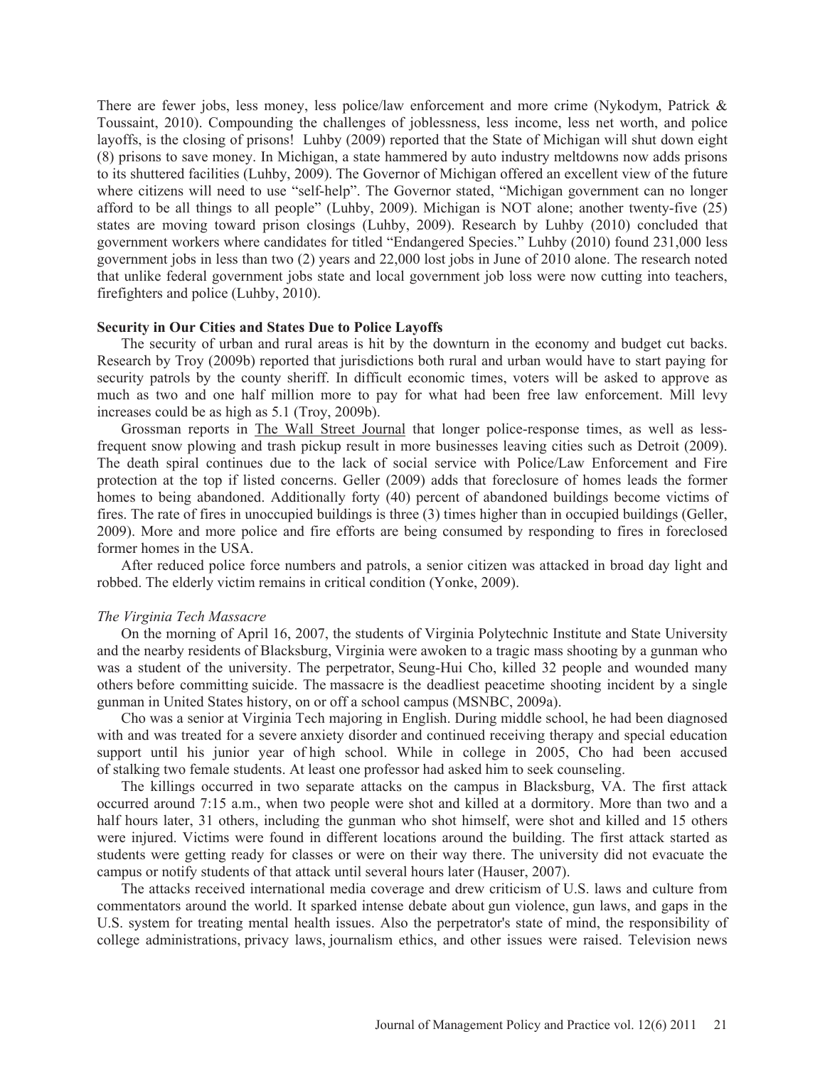There are fewer jobs, less money, less police/law enforcement and more crime (Nykodym, Patrick & Toussaint, 2010). Compounding the challenges of joblessness, less income, less net worth, and police layoffs, is the closing of prisons! Luhby (2009) reported that the State of Michigan will shut down eight (8) prisons to save money. In Michigan, a state hammered by auto industry meltdowns now adds prisons to its shuttered facilities (Luhby, 2009). The Governor of Michigan offered an excellent view of the future where citizens will need to use "self-help". The Governor stated, "Michigan government can no longer afford to be all things to all people" (Luhby, 2009). Michigan is NOT alone; another twenty-five (25) states are moving toward prison closings (Luhby, 2009). Research by Luhby (2010) concluded that government workers where candidates for titled "Endangered Species." Luhby (2010) found 231,000 less government jobs in less than two (2) years and 22,000 lost jobs in June of 2010 alone. The research noted that unlike federal government jobs state and local government job loss were now cutting into teachers, firefighters and police (Luhby, 2010).

**Security in Our Cities and States Due to Police Layoffs**

The security of urban and rural areas is hit by the downturn in the economy and budget cut backs. Research by Troy (2009b) reported that jurisdictions both rural and urban would have to start paying for security patrols by the county sheriff. In difficult economic times, voters will be asked to approve as much as two and one half million more to pay for what had been free law enforcement. Mill levy increases could be as high as 5.1 (Troy, 2009b).

Grossman reports in The Wall Street Journal that longer police-response times, as well as less-frequent snow plowing and trash pickup result in more businesses leaving cities such as Detroit (2009). The death spiral continues due to the lack of social service with Police/Law Enforcement and Fire protection at the top if listed concerns. Geller (2009) adds that foreclosure of homes leads the former homes to being abandoned. Additionally forty (40) percent of abandoned buildings become victims of fires. The rate of fires in unoccupied buildings is three (3) times higher than in occupied buildings (Geller, 2009). More and more police and fire efforts are being consumed by responding to fires in foreclosed former homes in the USA.

After reduced police force numbers and patrols, a senior citizen was attacked in broad day light and robbed. The elderly victim remains in critical condition (Yonke, 2009).

*The Virginia Tech Massacre*

On the morning of April 16, 2007, the students of Virginia Polytechnic Institute and State University and the nearby residents of Blacksburg, Virginia were awoken to a tragic mass shooting by a gunman who was a student of the university. The perpetrator, Seung-Hui Cho, killed 32 people and wounded many others before committing suicide. The massacre is the deadliest peacetime shooting incident by a single gunman in United States history, on or off a school campus (MSNBC, 2009a).

Cho was a senior at Virginia Tech majoring in English. During middle school, he had been diagnosed with and was treated for a severe anxiety disorder and continued receiving therapy and special education support until his junior year of high school. While in college in 2005, Cho had been accused of stalking two female students. At least one professor had asked him to seek counseling.

The killings occurred in two separate attacks on the campus in Blacksburg, VA. The first attack occurred around 7:15 a.m., when two people were shot and killed at a dormitory. More than two and a half hours later, 31 others, including the gunman who shot himself, were shot and killed and 15 others were injured. Victims were found in different locations around the building. The first attack started as students were getting ready for classes or were on their way there. The university did not evacuate the campus or notify students of that attack until several hours later (Hauser, 2007).

The attacks received international media coverage and drew criticism of U.S. laws and culture from commentators around the world. It sparked intense debate about gun violence, gun laws, and gaps in the U.S. system for treating mental health issues. Also the perpetrator's state of mind, the responsibility of college administrations, privacy laws, journalism ethics, and other issues were raised. Television news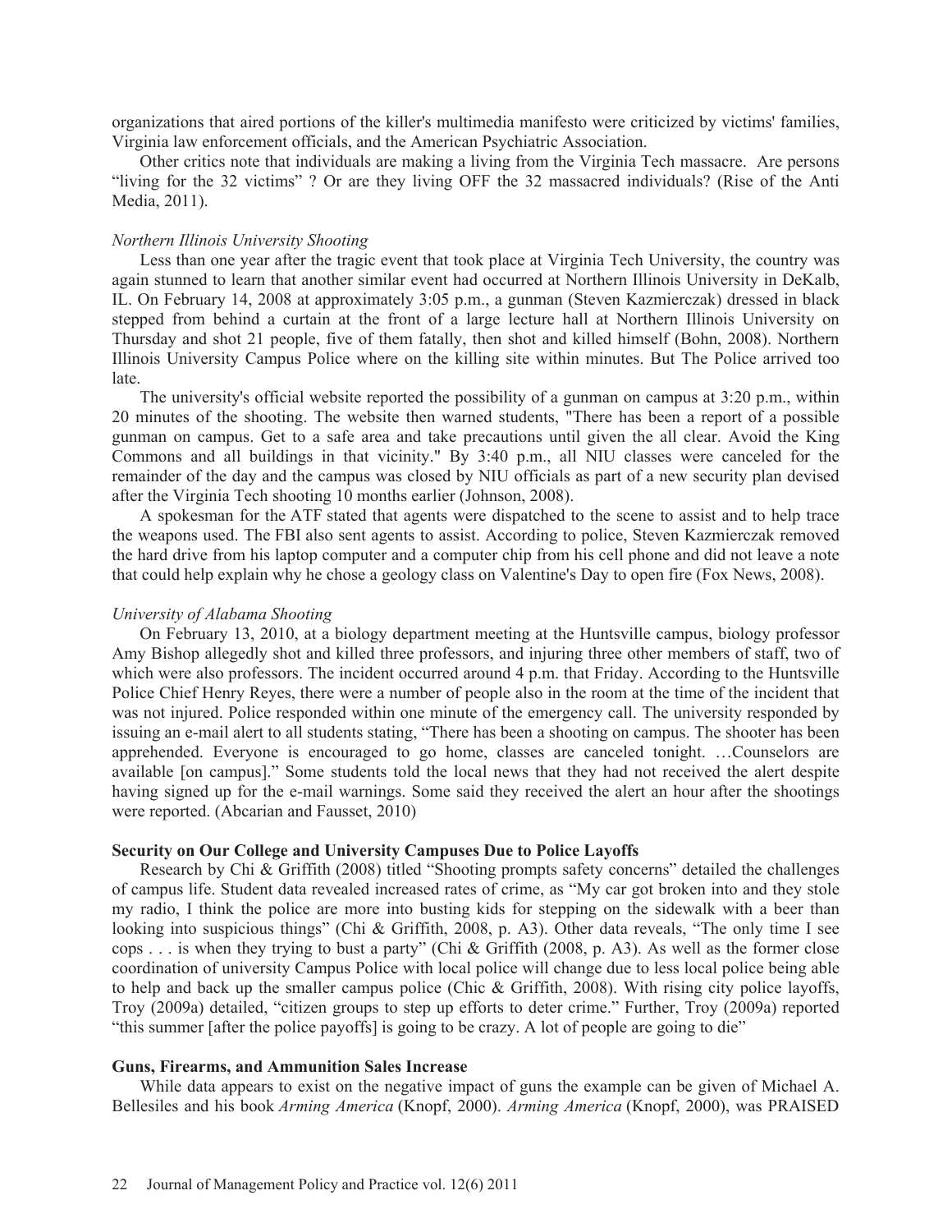organizations that aired portions of the killer's multimedia manifesto were criticized by victims' families, Virginia law enforcement officials, and the American Psychiatric Association.

Other critics note that individuals are making a living from the Virginia Tech massacre. Are persons "living for the 32 victims" ? Or are they living OFF the 32 massacred individuals? (Rise of the Anti Media, 2011).

*Northern Illinois University Shooting*

Less than one year after the tragic event that took place at Virginia Tech University, the country was again stunned to learn that another similar event had occurred at Northern Illinois University in DeKalb, IL. On February 14, 2008 at approximately 3:05 p.m., a gunman (Steven Kazmierczak) dressed in black stepped from behind a curtain at the front of a large lecture hall at Northern Illinois University on Thursday and shot 21 people, five of them fatally, then shot and killed himself (Bohn, 2008). Northern Illinois University Campus Police where on the killing site within minutes. But The Police arrived too late.

The university's official website reported the possibility of a gunman on campus at 3:20 p.m., within 20 minutes of the shooting. The website then warned students, "There has been a report of a possible gunman on campus. Get to a safe area and take precautions until given the all clear. Avoid the King Commons and all buildings in that vicinity." By 3:40 p.m., all NIU classes were canceled for the remainder of the day and the campus was closed by NIU officials as part of a new security plan devised after the Virginia Tech shooting 10 months earlier (Johnson, 2008).

A spokesman for the ATF stated that agents were dispatched to the scene to assist and to help trace the weapons used. The FBI also sent agents to assist. According to police, Steven Kazmierczak removed the hard drive from his laptop computer and a computer chip from his cell phone and did not leave a note that could help explain why he chose a geology class on Valentine's Day to open fire (Fox News, 2008).

*University of Alabama Shooting*

On February 13, 2010, at a biology department meeting at the Huntsville campus, biology professor Amy Bishop allegedly shot and killed three professors, and injuring three other members of staff, two of which were also professors. The incident occurred around 4 p.m. that Friday. According to the Huntsville Police Chief Henry Reyes, there were a number of people also in the room at the time of the incident that was not injured. Police responded within one minute of the emergency call. The university responded by issuing an e-mail alert to all students stating, "There has been a shooting on campus. The shooter has been apprehended. Everyone is encouraged to go home, classes are canceled tonight. …Counselors are available [on campus]." Some students told the local news that they had not received the alert despite having signed up for the e-mail warnings. Some said they received the alert an hour after the shootings were reported. (Abcarian and Fausset, 2010)

**Security on Our College and University Campuses Due to Police Layoffs**

Research by Chi & Griffith (2008) titled "Shooting prompts safety concerns" detailed the challenges of campus life. Student data revealed increased rates of crime, as "My car got broken into and they stole my radio, I think the police are more into busting kids for stepping on the sidewalk with a beer than looking into suspicious things" (Chi & Griffith, 2008, p. A3). Other data reveals, "The only time I see cops . . . is when they trying to bust a party" (Chi & Griffith (2008, p. A3). As well as the former close coordination of university Campus Police with local police will change due to less local police being able to help and back up the smaller campus police (Chic & Griffith, 2008). With rising city police layoffs, Troy (2009a) detailed, "citizen groups to step up efforts to deter crime." Further, Troy (2009a) reported "this summer [after the police payoffs] is going to be crazy. A lot of people are going to die"

**Guns, Firearms, and Ammunition Sales Increase**

While data appears to exist on the negative impact of guns the example can be given of Michael A. Bellesiles and his book *Arming America* (Knopf, 2000). *Arming America* (Knopf, 2000), was PRAISED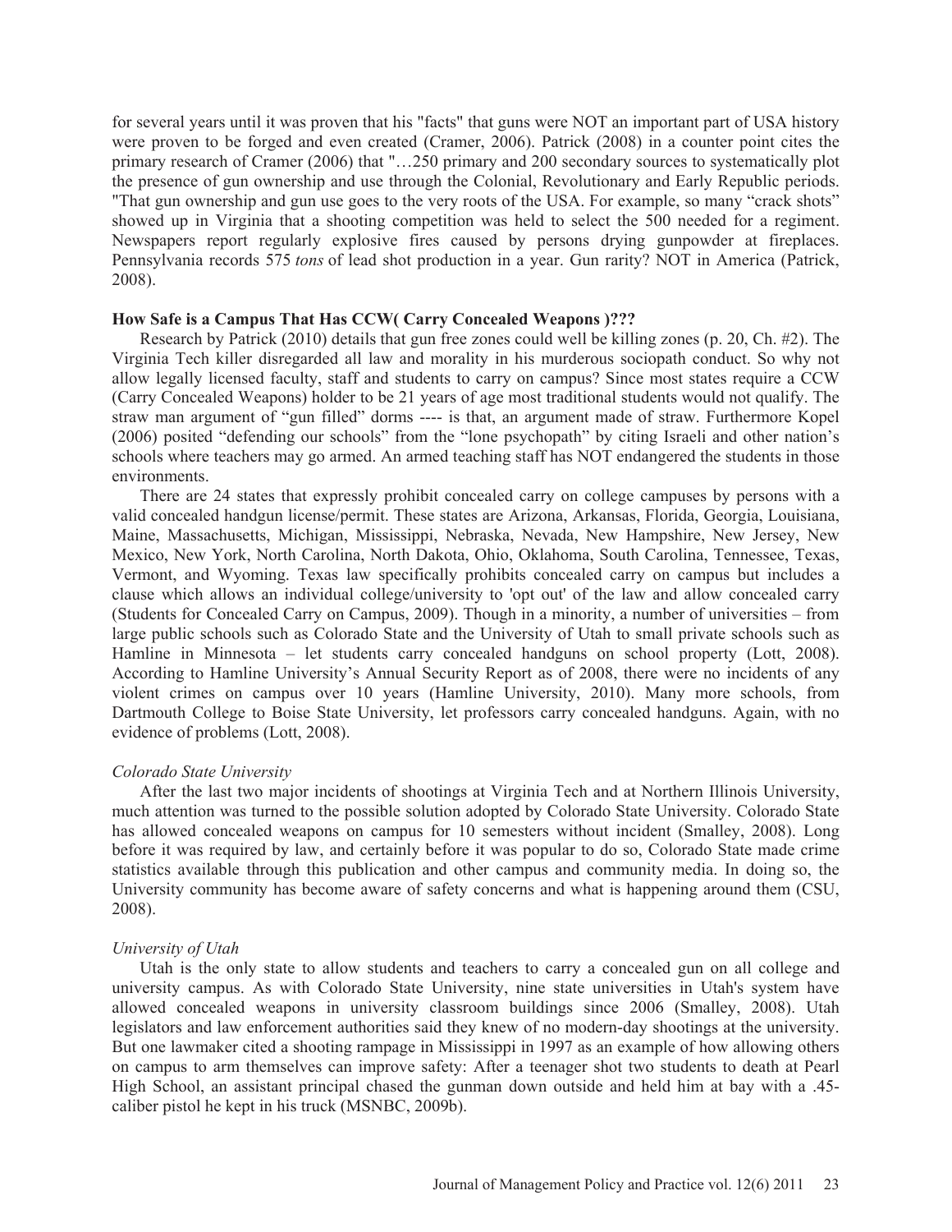for several years until it was proven that his "facts" that guns were NOT an important part of USA history were proven to be forged and even created (Cramer, 2006). Patrick (2008) in a counter point cites the primary research of Cramer (2006) that "…250 primary and 200 secondary sources to systematically plot the presence of gun ownership and use through the Colonial, Revolutionary and Early Republic periods. "That gun ownership and gun use goes to the very roots of the USA. For example, so many "crack shots" showed up in Virginia that a shooting competition was held to select the 500 needed for a regiment. Newspapers report regularly explosive fires caused by persons drying gunpowder at fireplaces. Pennsylvania records 575 *tons* of lead shot production in a year. Gun rarity? NOT in America (Patrick, 2008).

**How Safe is a Campus That Has CCW( Carry Concealed Weapons )???**

Research by Patrick (2010) details that gun free zones could well be killing zones (p. 20, Ch. #2). The Virginia Tech killer disregarded all law and morality in his murderous sociopath conduct. So why not allow legally licensed faculty, staff and students to carry on campus? Since most states require a CCW (Carry Concealed Weapons) holder to be 21 years of age most traditional students would not qualify. The straw man argument of "gun filled" dorms ---- is that, an argument made of straw. Furthermore Kopel (2006) posited "defending our schools" from the "lone psychopath" by citing Israeli and other nation's schools where teachers may go armed. An armed teaching staff has NOT endangered the students in those environments.

There are 24 states that expressly prohibit concealed carry on college campuses by persons with a valid concealed handgun license/permit. These states are Arizona, Arkansas, Florida, Georgia, Louisiana, Maine, Massachusetts, Michigan, Mississippi, Nebraska, Nevada, New Hampshire, New Jersey, New Mexico, New York, North Carolina, North Dakota, Ohio, Oklahoma, South Carolina, Tennessee, Texas, Vermont, and Wyoming. Texas law specifically prohibits concealed carry on campus but includes a clause which allows an individual college/university to 'opt out' of the law and allow concealed carry (Students for Concealed Carry on Campus, 2009). Though in a minority, a number of universities – from large public schools such as Colorado State and the University of Utah to small private schools such as Hamline in Minnesota – let students carry concealed handguns on school property (Lott, 2008). According to Hamline University's Annual Security Report as of 2008, there were no incidents of any violent crimes on campus over 10 years (Hamline University, 2010). Many more schools, from Dartmouth College to Boise State University, let professors carry concealed handguns. Again, with no evidence of problems (Lott, 2008).

*Colorado State University*

After the last two major incidents of shootings at Virginia Tech and at Northern Illinois University, much attention was turned to the possible solution adopted by Colorado State University. Colorado State has allowed concealed weapons on campus for 10 semesters without incident (Smalley, 2008). Long before it was required by law, and certainly before it was popular to do so, Colorado State made crime statistics available through this publication and other campus and community media. In doing so, the University community has become aware of safety concerns and what is happening around them (CSU, 2008).

*University of Utah*

Utah is the only state to allow students and teachers to carry a concealed gun on all college and university campus. As with Colorado State University, nine state universities in Utah's system have allowed concealed weapons in university classroom buildings since 2006 (Smalley, 2008). Utah legislators and law enforcement authorities said they knew of no modern-day shootings at the university. But one lawmaker cited a shooting rampage in Mississippi in 1997 as an example of how allowing others on campus to arm themselves can improve safety: After a teenager shot two students to death at Pearl High School, an assistant principal chased the gunman down outside and held him at bay with a .45-caliber pistol he kept in his truck (MSNBC, 2009b).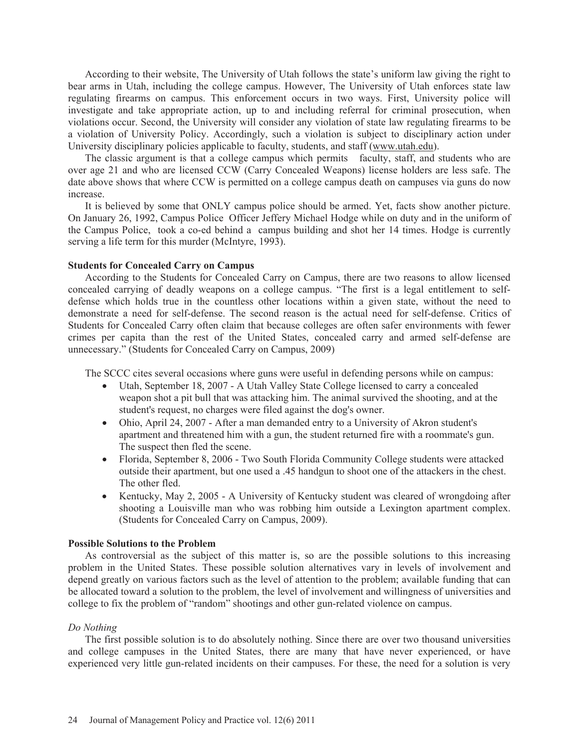According to their website, The University of Utah follows the state's uniform law giving the right to bear arms in Utah, including the college campus. However, The University of Utah enforces state law regulating firearms on campus. This enforcement occurs in two ways. First, University police will investigate and take appropriate action, up to and including referral for criminal prosecution, when violations occur. Second, the University will consider any violation of state law regulating firearms to be a violation of University Policy. Accordingly, such a violation is subject to disciplinary action under University disciplinary policies applicable to faculty, students, and staff (www.utah.edu).

The classic argument is that a college campus which permits faculty, staff, and students who are over age 21 and who are licensed CCW (Carry Concealed Weapons) license holders are less safe. The date above shows that where CCW is permitted on a college campus death on campuses via guns do now increase.

It is believed by some that ONLY campus police should be armed. Yet, facts show another picture. On January 26, 1992, Campus Police Officer Jeffery Michael Hodge while on duty and in the uniform of the Campus Police, took a co-ed behind a campus building and shot her 14 times. Hodge is currently serving a life term for this murder (McIntyre, 1993).

**Students for Concealed Carry on Campus**

According to the Students for Concealed Carry on Campus, there are two reasons to allow licensed concealed carrying of deadly weapons on a college campus. "The first is a legal entitlement to self-defense which holds true in the countless other locations within a given state, without the need to demonstrate a need for self-defense. The second reason is the actual need for self-defense. Critics of Students for Concealed Carry often claim that because colleges are often safer environments with fewer crimes per capita than the rest of the United States, concealed carry and armed self-defense are unnecessary." (Students for Concealed Carry on Campus, 2009)

The SCCC cites several occasions where guns were useful in defending persons while on campus:

- Utah, September 18, 2007 - A Utah Valley State College licensed to carry a concealed weapon shot a pit bull that was attacking him. The animal survived the shooting, and at the student's request, no charges were filed against the dog's owner.
- Ohio, April 24, 2007 - After a man demanded entry to a University of Akron student's apartment and threatened him with a gun, the student returned fire with a roommate's gun. The suspect then fled the scene.
- Florida, September 8, 2006 - Two South Florida Community College students were attacked outside their apartment, but one used a .45 handgun to shoot one of the attackers in the chest. The other fled.
- Kentucky, May 2, 2005 - A University of Kentucky student was cleared of wrongdoing after shooting a Louisville man who was robbing him outside a Lexington apartment complex. (Students for Concealed Carry on Campus, 2009).

**Possible Solutions to the Problem**

As controversial as the subject of this matter is, so are the possible solutions to this increasing problem in the United States. These possible solution alternatives vary in levels of involvement and depend greatly on various factors such as the level of attention to the problem; available funding that can be allocated toward a solution to the problem, the level of involvement and willingness of universities and college to fix the problem of "random" shootings and other gun-related violence on campus.

*Do Nothing*

The first possible solution is to do absolutely nothing. Since there are over two thousand universities and college campuses in the United States, there are many that have never experienced, or have experienced very little gun-related incidents on their campuses. For these, the need for a solution is very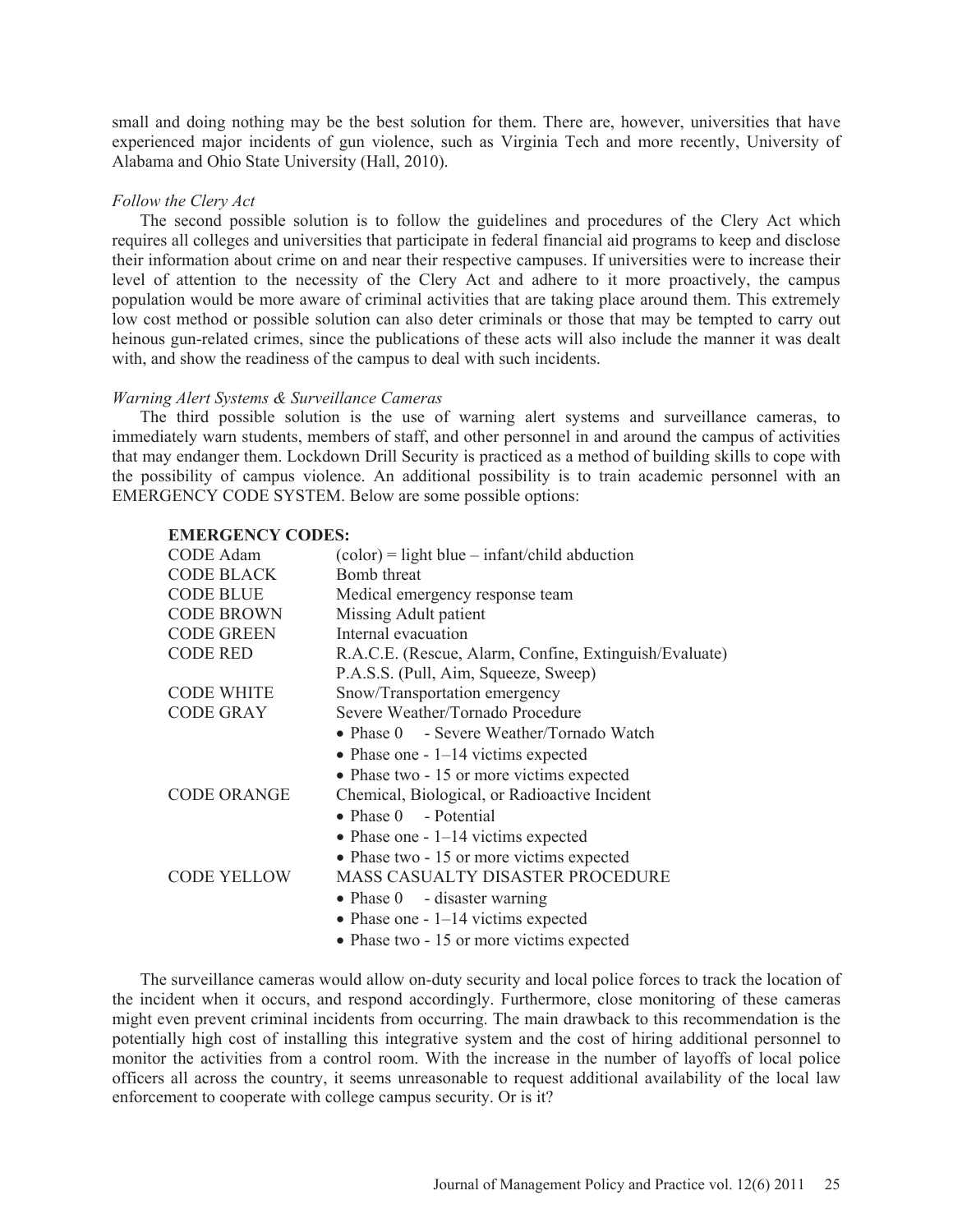small and doing nothing may be the best solution for them. There are, however, universities that have experienced major incidents of gun violence, such as Virginia Tech and more recently, University of Alabama and Ohio State University (Hall, 2010).

*Follow the Clery Act*

The second possible solution is to follow the guidelines and procedures of the Clery Act which requires all colleges and universities that participate in federal financial aid programs to keep and disclose their information about crime on and near their respective campuses. If universities were to increase their level of attention to the necessity of the Clery Act and adhere to it more proactively, the campus population would be more aware of criminal activities that are taking place around them. This extremely low cost method or possible solution can also deter criminals or those that may be tempted to carry out heinous gun-related crimes, since the publications of these acts will also include the manner it was dealt with, and show the readiness of the campus to deal with such incidents.

*Warning Alert Systems & Surveillance Cameras*

The third possible solution is the use of warning alert systems and surveillance cameras, to immediately warn students, members of staff, and other personnel in and around the campus of activities that may endanger them. Lockdown Drill Security is practiced as a method of building skills to cope with the possibility of campus violence. An additional possibility is to train academic personnel with an EMERGENCY CODE SYSTEM. Below are some possible options:

**EMERGENCY CODES:**

| | |
|---|---|
| CODE Adam | (color) = light blue – infant/child abduction |
| CODE BLACK | Bomb threat |
| CODE BLUE | Medical emergency response team |
| CODE BROWN | Missing Adult patient |
| CODE GREEN | Internal evacuation |
| CODE RED | R.A.C.E. (Rescue, Alarm, Confine, Extinguish/Evaluate) |
| | P.A.S.S. (Pull, Aim, Squeeze, Sweep) |
| CODE WHITE | Snow/Transportation emergency |
| CODE GRAY | Severe Weather/Tornado Procedure |
| | • Phase 0 - Severe Weather/Tornado Watch |
| | • Phase one - 1–14 victims expected |
| | • Phase two - 15 or more victims expected |
| CODE ORANGE | Chemical, Biological, or Radioactive Incident |
| | • Phase 0 - Potential |
| | • Phase one - 1–14 victims expected |
| | • Phase two - 15 or more victims expected |
| CODE YELLOW | MASS CASUALTY DISASTER PROCEDURE |
| | • Phase 0 - disaster warning |
| | • Phase one - 1–14 victims expected |
| | • Phase two - 15 or more victims expected |

The surveillance cameras would allow on-duty security and local police forces to track the location of the incident when it occurs, and respond accordingly. Furthermore, close monitoring of these cameras might even prevent criminal incidents from occurring. The main drawback to this recommendation is the potentially high cost of installing this integrative system and the cost of hiring additional personnel to monitor the activities from a control room. With the increase in the number of layoffs of local police officers all across the country, it seems unreasonable to request additional availability of the local law enforcement to cooperate with college campus security. Or is it?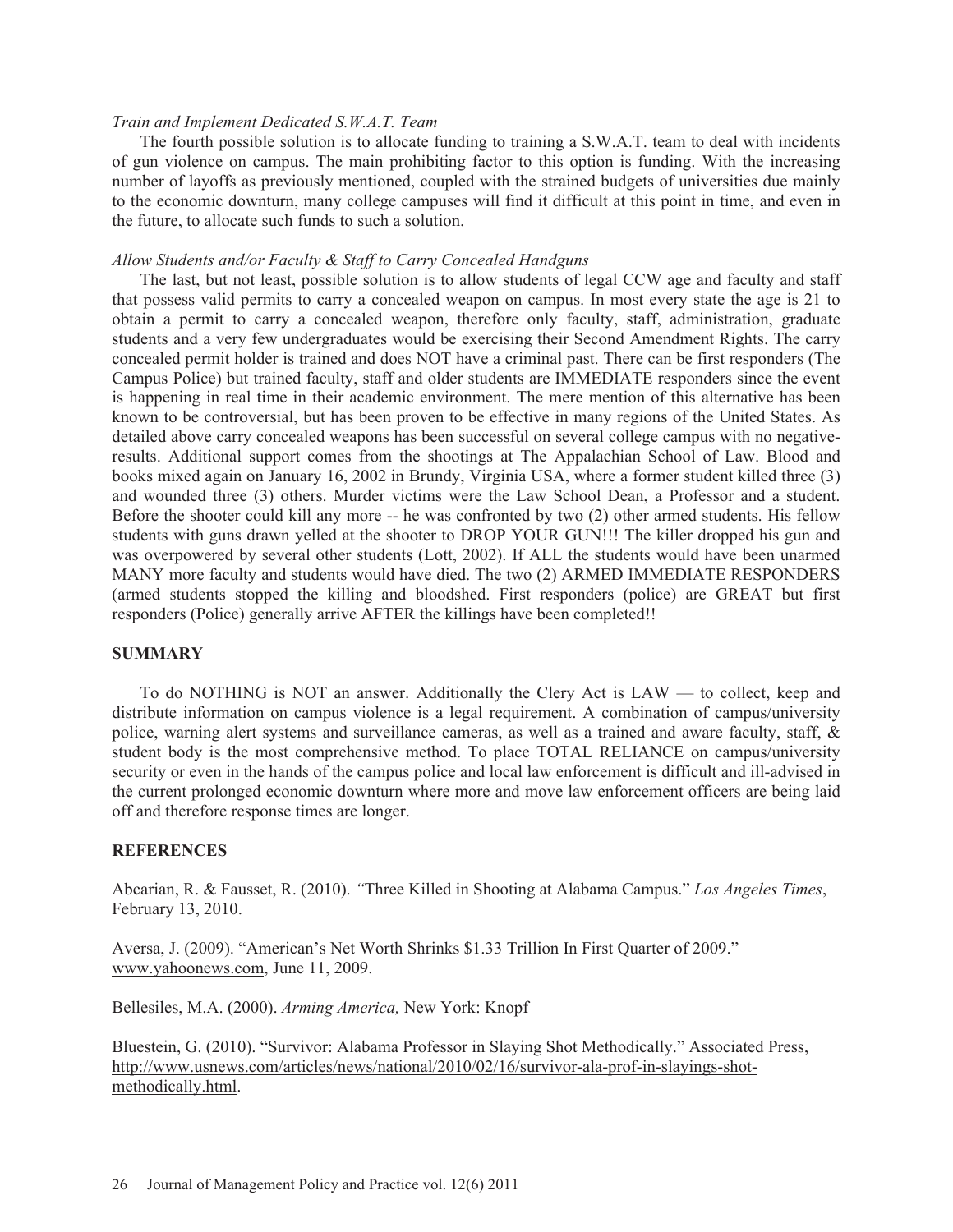*Train and Implement Dedicated S.W.A.T. Team*

The fourth possible solution is to allocate funding to training a S.W.A.T. team to deal with incidents of gun violence on campus. The main prohibiting factor to this option is funding. With the increasing number of layoffs as previously mentioned, coupled with the strained budgets of universities due mainly to the economic downturn, many college campuses will find it difficult at this point in time, and even in the future, to allocate such funds to such a solution.

*Allow Students and/or Faculty & Staff to Carry Concealed Handguns*

The last, but not least, possible solution is to allow students of legal CCW age and faculty and staff that possess valid permits to carry a concealed weapon on campus. In most every state the age is 21 to obtain a permit to carry a concealed weapon, therefore only faculty, staff, administration, graduate students and a very few undergraduates would be exercising their Second Amendment Rights. The carry concealed permit holder is trained and does NOT have a criminal past. There can be first responders (The Campus Police) but trained faculty, staff and older students are IMMEDIATE responders since the event is happening in real time in their academic environment. The mere mention of this alternative has been known to be controversial, but has been proven to be effective in many regions of the United States. As detailed above carry concealed weapons has been successful on several college campus with no negative-results. Additional support comes from the shootings at The Appalachian School of Law. Blood and books mixed again on January 16, 2002 in Brundy, Virginia USA, where a former student killed three (3) and wounded three (3) others. Murder victims were the Law School Dean, a Professor and a student. Before the shooter could kill any more -- he was confronted by two (2) other armed students. His fellow students with guns drawn yelled at the shooter to DROP YOUR GUN!!! The killer dropped his gun and was overpowered by several other students (Lott, 2002). If ALL the students would have been unarmed MANY more faculty and students would have died. The two (2) ARMED IMMEDIATE RESPONDERS (armed students stopped the killing and bloodshed. First responders (police) are GREAT but first responders (Police) generally arrive AFTER the killings have been completed!!

## SUMMARY

To do NOTHING is NOT an answer. Additionally the Clery Act is LAW — to collect, keep and distribute information on campus violence is a legal requirement. A combination of campus/university police, warning alert systems and surveillance cameras, as well as a trained and aware faculty, staff, & student body is the most comprehensive method. To place TOTAL RELIANCE on campus/university security or even in the hands of the campus police and local law enforcement is difficult and ill-advised in the current prolonged economic downturn where more and move law enforcement officers are being laid off and therefore response times are longer.

## REFERENCES

Abcarian, R. & Fausset, R. (2010). "Three Killed in Shooting at Alabama Campus." *Los Angeles Times*, February 13, 2010.

Aversa, J. (2009). "American's Net Worth Shrinks $1.33 Trillion In First Quarter of 2009." www.yahoonews.com, June 11, 2009.

Bellesiles, M.A. (2000). *Arming America,* New York: Knopf

Bluestein, G. (2010). "Survivor: Alabama Professor in Slaying Shot Methodically." Associated Press, http://www.usnews.com/articles/news/national/2010/02/16/survivor-ala-prof-in-slayings-shot-methodically.html.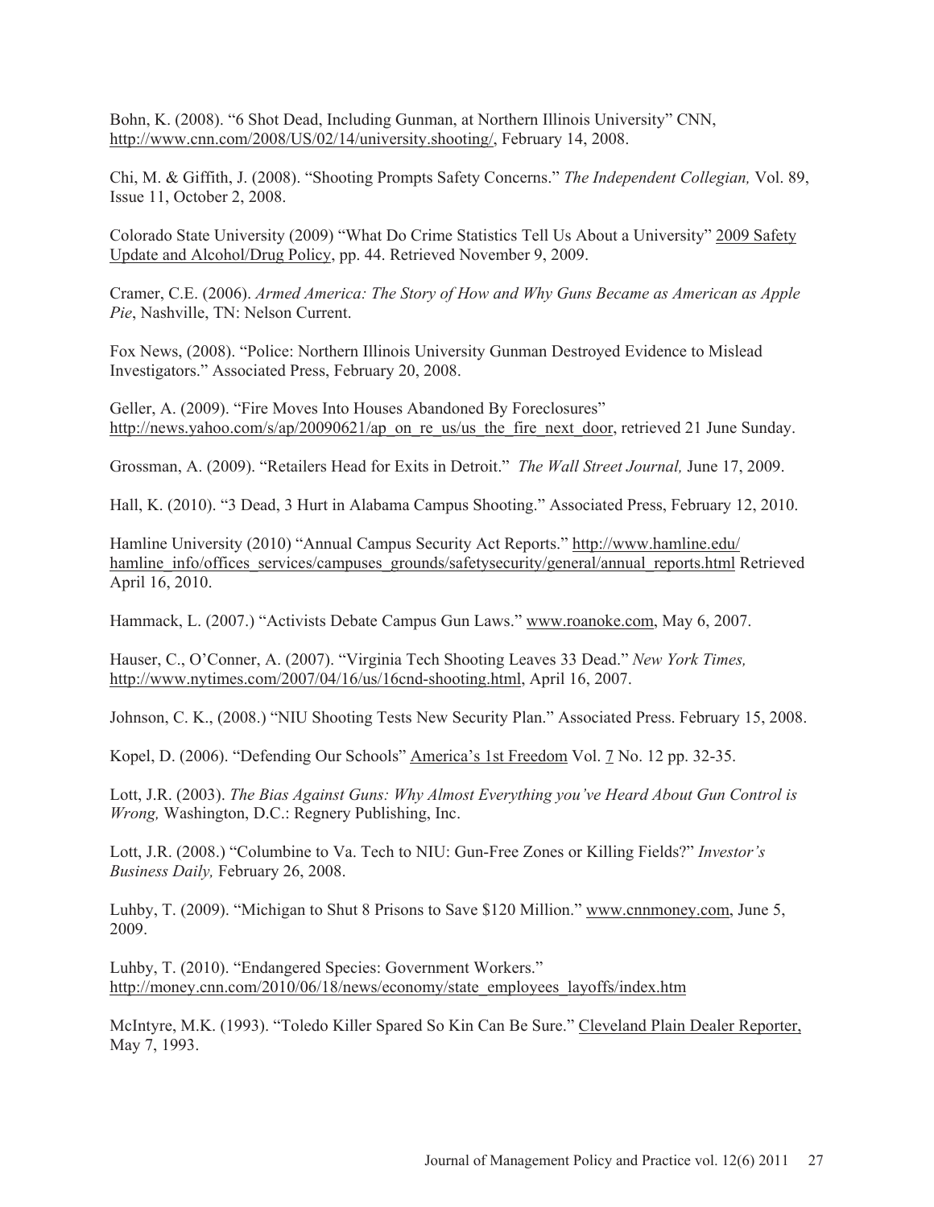Bohn, K. (2008). "6 Shot Dead, Including Gunman, at Northern Illinois University" CNN, http://www.cnn.com/2008/US/02/14/university.shooting/, February 14, 2008.

Chi, M. & Giffith, J. (2008). "Shooting Prompts Safety Concerns." *The Independent Collegian,* Vol. 89, Issue 11, October 2, 2008.

Colorado State University (2009) "What Do Crime Statistics Tell Us About a University" 2009 Safety Update and Alcohol/Drug Policy, pp. 44. Retrieved November 9, 2009.

Cramer, C.E. (2006). *Armed America: The Story of How and Why Guns Became as American as Apple Pie*, Nashville, TN: Nelson Current.

Fox News, (2008). "Police: Northern Illinois University Gunman Destroyed Evidence to Mislead Investigators." Associated Press, February 20, 2008.

Geller, A. (2009). "Fire Moves Into Houses Abandoned By Foreclosures" http://news.yahoo.com/s/ap/20090621/ap_on_re_us/us_the_fire_next_door, retrieved 21 June Sunday.

Grossman, A. (2009). "Retailers Head for Exits in Detroit." *The Wall Street Journal,* June 17, 2009.

Hall, K. (2010). "3 Dead, 3 Hurt in Alabama Campus Shooting." Associated Press, February 12, 2010.

Hamline University (2010) "Annual Campus Security Act Reports." http://www.hamline.edu/hamline_info/offices_services/campuses_grounds/safetysecurity/general/annual_reports.html Retrieved April 16, 2010.

Hammack, L. (2007.) "Activists Debate Campus Gun Laws." www.roanoke.com, May 6, 2007.

Hauser, C., O'Conner, A. (2007). "Virginia Tech Shooting Leaves 33 Dead." *New York Times,* http://www.nytimes.com/2007/04/16/us/16cnd-shooting.html, April 16, 2007.

Johnson, C. K., (2008.) "NIU Shooting Tests New Security Plan." Associated Press. February 15, 2008.

Kopel, D. (2006). "Defending Our Schools" America's 1st Freedom Vol. 7 No. 12 pp. 32-35.

Lott, J.R. (2003). *The Bias Against Guns: Why Almost Everything you've Heard About Gun Control is Wrong,* Washington, D.C.: Regnery Publishing, Inc.

Lott, J.R. (2008.) "Columbine to Va. Tech to NIU: Gun-Free Zones or Killing Fields?" *Investor's Business Daily,* February 26, 2008.

Luhby, T. (2009). "Michigan to Shut 8 Prisons to Save $120 Million." www.cnnmoney.com, June 5, 2009.

Luhby, T. (2010). "Endangered Species: Government Workers." http://money.cnn.com/2010/06/18/news/economy/state_employees_layoffs/index.htm

McIntyre, M.K. (1993). "Toledo Killer Spared So Kin Can Be Sure." Cleveland Plain Dealer Reporter, May 7, 1993.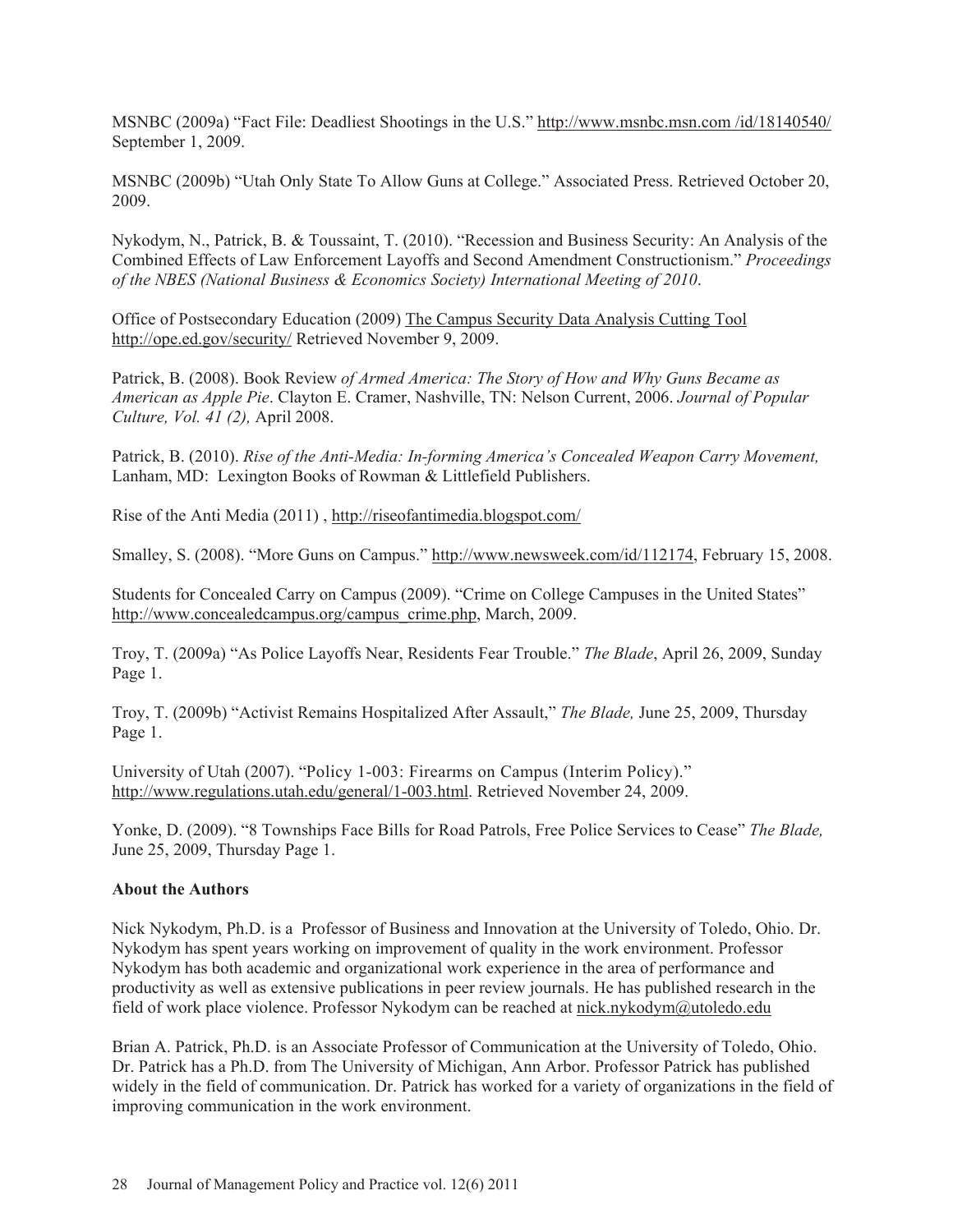MSNBC (2009a) “Fact File: Deadliest Shootings in the U.S.” http://www.msnbc.msn.com /id/18140540/ September 1, 2009.

MSNBC (2009b) “Utah Only State To Allow Guns at College.” Associated Press. Retrieved October 20, 2009.

Nykodym, N., Patrick, B. & Toussaint, T. (2010). “Recession and Business Security: An Analysis of the Combined Effects of Law Enforcement Layoffs and Second Amendment Constructionism.” *Proceedings of the NBES (National Business & Economics Society) International Meeting of 2010*.

Office of Postsecondary Education (2009) The Campus Security Data Analysis Cutting Tool http://ope.ed.gov/security/ Retrieved November 9, 2009.

Patrick, B. (2008). Book Review *of Armed America: The Story of How and Why Guns Became as American as Apple Pie*. Clayton E. Cramer, Nashville, TN: Nelson Current, 2006. *Journal of Popular Culture, Vol. 41 (2),* April 2008.

Patrick, B. (2010). *Rise of the Anti-Media: In-forming America’s Concealed Weapon Carry Movement,* Lanham, MD: Lexington Books of Rowman & Littlefield Publishers.

Rise of the Anti Media (2011) , http://riseofantimedia.blogspot.com/

Smalley, S. (2008). “More Guns on Campus.” http://www.newsweek.com/id/112174, February 15, 2008.

Students for Concealed Carry on Campus (2009). “Crime on College Campuses in the United States” http://www.concealedcampus.org/campus_crime.php, March, 2009.

Troy, T. (2009a) “As Police Layoffs Near, Residents Fear Trouble.” *The Blade*, April 26, 2009, Sunday Page 1.

Troy, T. (2009b) “Activist Remains Hospitalized After Assault,” *The Blade,* June 25, 2009, Thursday Page 1.

University of Utah (2007). “Policy 1-003: Firearms on Campus (Interim Policy).” http://www.regulations.utah.edu/general/1-003.html. Retrieved November 24, 2009.

Yonke, D. (2009). “8 Townships Face Bills for Road Patrols, Free Police Services to Cease” *The Blade,* June 25, 2009, Thursday Page 1.

**About the Authors**

Nick Nykodym, Ph.D. is a Professor of Business and Innovation at the University of Toledo, Ohio. Dr. Nykodym has spent years working on improvement of quality in the work environment. Professor Nykodym has both academic and organizational work experience in the area of performance and productivity as well as extensive publications in peer review journals. He has published research in the field of work place violence. Professor Nykodym can be reached at nick.nykodym@utoledo.edu

Brian A. Patrick, Ph.D. is an Associate Professor of Communication at the University of Toledo, Ohio. Dr. Patrick has a Ph.D. from The University of Michigan, Ann Arbor. Professor Patrick has published widely in the field of communication. Dr. Patrick has worked for a variety of organizations in the field of improving communication in the work environment.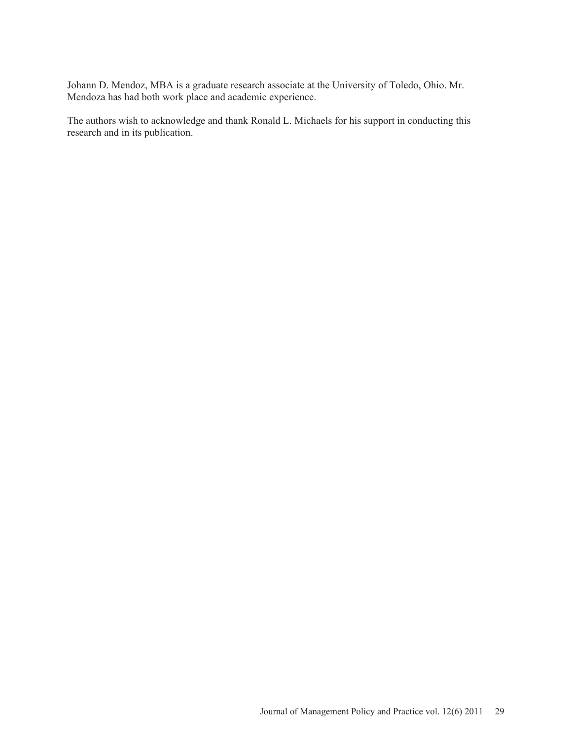Johann D. Mendoz, MBA is a graduate research associate at the University of Toledo, Ohio. Mr. Mendoza has had both work place and academic experience.

The authors wish to acknowledge and thank Ronald L. Michaels for his support in conducting this research and in its publication.